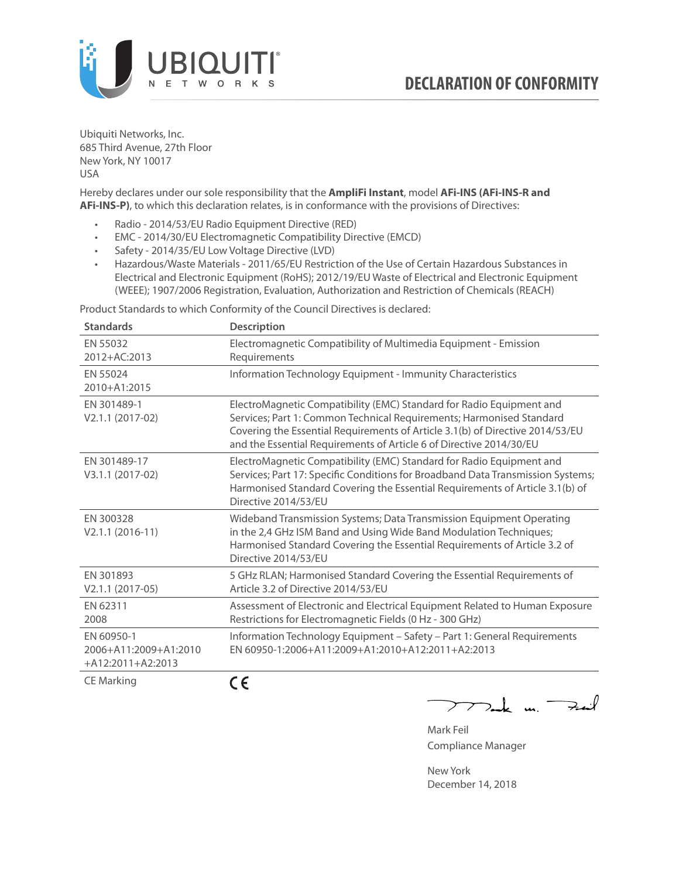# DECLARATION OF CONFORMITY

Ubiquiti Networks, Inc.
685 Third Avenue, 27th Floor
New York, NY 10017
USA

Hereby declares under our sole responsibility that the **AmpliFi Instant**, model **AFi-INS (AFi-INS-R and AFi-INS-P)**, to which this declaration relates, is in conformance with the provisions of Directives:

- Radio - 2014/53/EU Radio Equipment Directive (RED)
- EMC - 2014/30/EU Electromagnetic Compatibility Directive (EMCD)
- Safety - 2014/35/EU Low Voltage Directive (LVD)
- Hazardous/Waste Materials - 2011/65/EU Restriction of the Use of Certain Hazardous Substances in Electrical and Electronic Equipment (RoHS); 2012/19/EU Waste of Electrical and Electronic Equipment (WEEE); 1907/2006 Registration, Evaluation, Authorization and Restriction of Chemicals (REACH)

Product Standards to which Conformity of the Council Directives is declared:

| Standards | Description |
|---|---|
| EN 55032 2012+AC:2013 | Electromagnetic Compatibility of Multimedia Equipment - Emission Requirements |
| EN 55024 2010+A1:2015 | Information Technology Equipment - Immunity Characteristics |
| EN 301489-1 V2.1.1 (2017-02) | ElectroMagnetic Compatibility (EMC) Standard for Radio Equipment and Services; Part 1: Common Technical Requirements; Harmonised Standard Covering the Essential Requirements of Article 3.1(b) of Directive 2014/53/EU and the Essential Requirements of Article 6 of Directive 2014/30/EU |
| EN 301489-17 V3.1.1 (2017-02) | ElectroMagnetic Compatibility (EMC) Standard for Radio Equipment and Services; Part 17: Specific Conditions for Broadband Data Transmission Systems; Harmonised Standard Covering the Essential Requirements of Article 3.1(b) of Directive 2014/53/EU |
| EN 300328 V2.1.1 (2016-11) | Wideband Transmission Systems; Data Transmission Equipment Operating in the 2,4 GHz ISM Band and Using Wide Band Modulation Techniques; Harmonised Standard Covering the Essential Requirements of Article 3.2 of Directive 2014/53/EU |
| EN 301893 V2.1.1 (2017-05) | 5 GHz RLAN; Harmonised Standard Covering the Essential Requirements of Article 3.2 of Directive 2014/53/EU |
| EN 62311 2008 | Assessment of Electronic and Electrical Equipment Related to Human Exposure Restrictions for Electromagnetic Fields (0 Hz - 300 GHz) |
| EN 60950-1 2006+A11:2009+A1:2010 +A12:2011+A2:2013 | Information Technology Equipment – Safety – Part 1: General Requirements EN 60950-1:2006+A11:2009+A1:2010+A12:2011+A2:2013 |
| CE Marking | CE |

Mark Feil
Compliance Manager

New York
December 14, 2018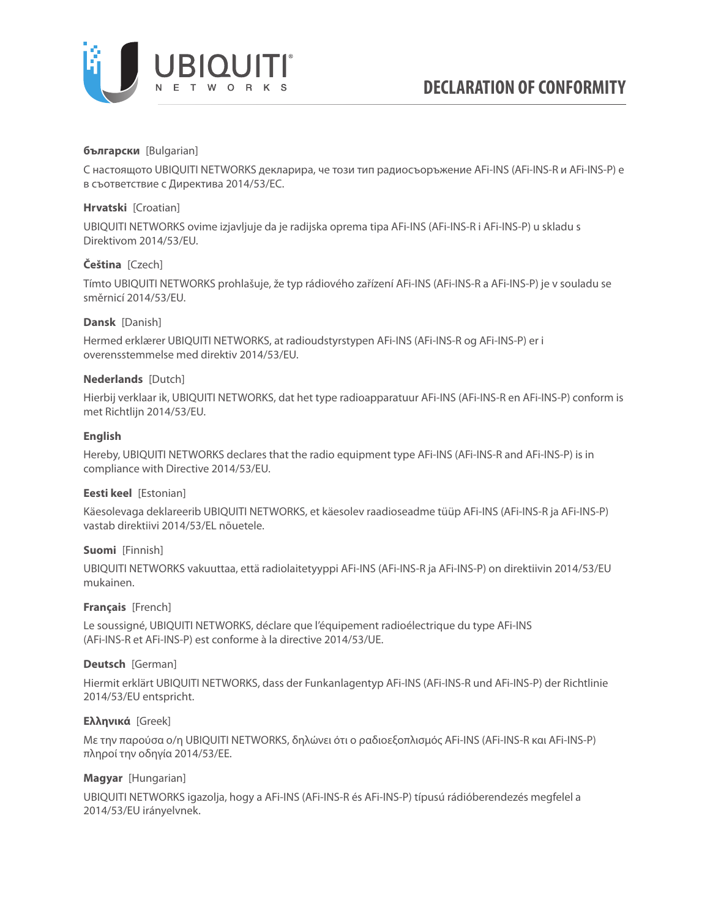# DECLARATION OF CONFORMITY

**български** [Bulgarian]

С настоящото UBIQUITI NETWORKS декларира, че този тип радиосъоръжение AFi-INS (AFi-INS-R и AFi-INS-P) е в съответствие с Директива 2014/53/ЕС.

**Hrvatski** [Croatian]

UBIQUITI NETWORKS ovime izjavljuje da je radijska oprema tipa AFi-INS (AFi-INS-R i AFi-INS-P) u skladu s Direktivom 2014/53/EU.

**Čeština** [Czech]

Tímto UBIQUITI NETWORKS prohlašuje, že typ rádiového zařízení AFi-INS (AFi-INS-R a AFi-INS-P) je v souladu se směrnicí 2014/53/EU.

**Dansk** [Danish]

Hermed erklærer UBIQUITI NETWORKS, at radioudstyrstypen AFi-INS (AFi-INS-R og AFi-INS-P) er i overensstemmelse med direktiv 2014/53/EU.

**Nederlands** [Dutch]

Hierbij verklaar ik, UBIQUITI NETWORKS, dat het type radioapparatuur AFi-INS (AFi-INS-R en AFi-INS-P) conform is met Richtlijn 2014/53/EU.

**English**

Hereby, UBIQUITI NETWORKS declares that the radio equipment type AFi-INS (AFi-INS-R and AFi-INS-P) is in compliance with Directive 2014/53/EU.

**Eesti keel** [Estonian]

Käesolevaga deklareerib UBIQUITI NETWORKS, et käesolev raadioseadme tüüp AFi-INS (AFi-INS-R ja AFi-INS-P) vastab direktiivi 2014/53/EL nõuetele.

**Suomi** [Finnish]

UBIQUITI NETWORKS vakuuttaa, että radiolaitetyyppi AFi-INS (AFi-INS-R ja AFi-INS-P) on direktiivin 2014/53/EU mukainen.

**Français** [French]

Le soussigné, UBIQUITI NETWORKS, déclare que l'équipement radioélectrique du type AFi-INS (AFi-INS-R et AFi-INS-P) est conforme à la directive 2014/53/UE.

**Deutsch** [German]

Hiermit erklärt UBIQUITI NETWORKS, dass der Funkanlagentyp AFi-INS (AFi-INS-R und AFi-INS-P) der Richtlinie 2014/53/EU entspricht.

**Ελληνικά** [Greek]

Με την παρούσα ο/η UBIQUITI NETWORKS, δηλώνει ότι ο ραδιοεξοπλισμός AFi-INS (AFi-INS-R και AFi-INS-P) πληροί την οδηγία 2014/53/ΕΕ.

**Magyar** [Hungarian]

UBIQUITI NETWORKS igazolja, hogy a AFi-INS (AFi-INS-R és AFi-INS-P) típusú rádióberendezés megfelel a 2014/53/EU irányelvnek.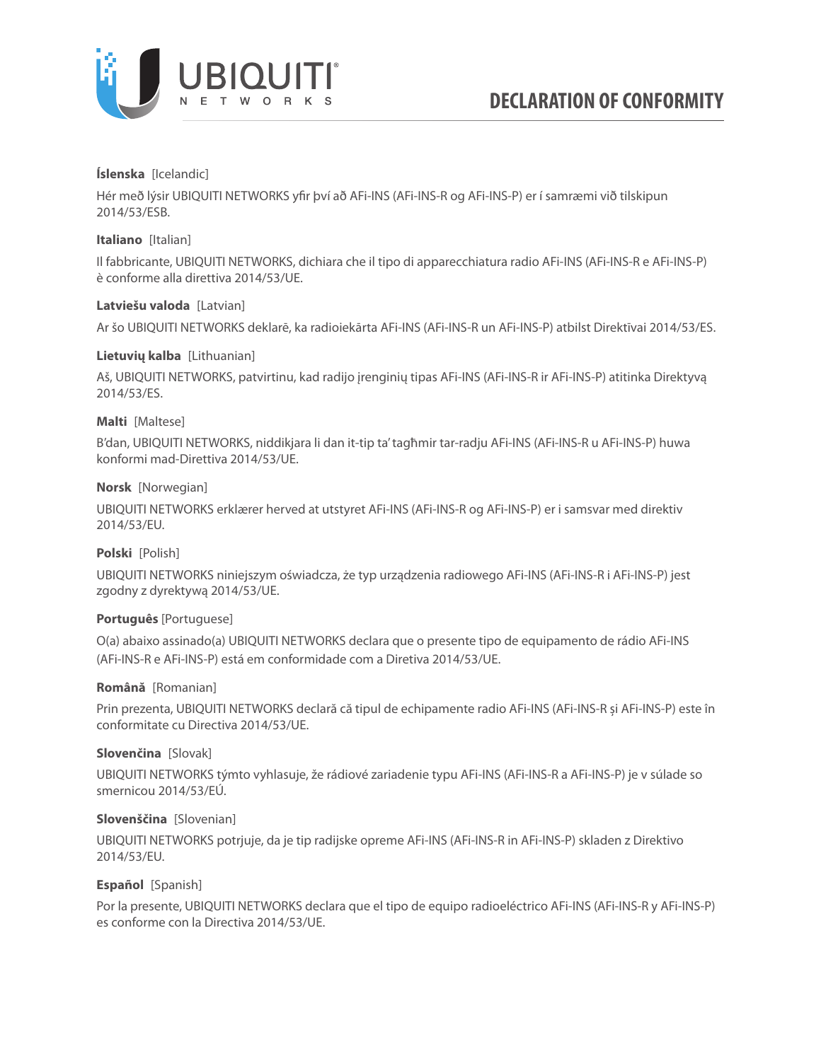**Íslenska** [Icelandic]

Hér með lýsir UBIQUITI NETWORKS yfir því að AFi-INS (AFi-INS-R og AFi-INS-P) er í samræmi við tilskipun 2014/53/ESB.

**Italiano** [Italian]

Il fabbricante, UBIQUITI NETWORKS, dichiara che il tipo di apparecchiatura radio AFi-INS (AFi-INS-R e AFi-INS-P) è conforme alla direttiva 2014/53/UE.

**Latviešu valoda** [Latvian]

Ar šo UBIQUITI NETWORKS deklarē, ka radioiekārta AFi-INS (AFi-INS-R un AFi-INS-P) atbilst Direktīvai 2014/53/ES.

**Lietuvių kalba** [Lithuanian]

Aš, UBIQUITI NETWORKS, patvirtinu, kad radijo įrenginių tipas AFi-INS (AFi-INS-R ir AFi-INS-P) atitinka Direktyvą 2014/53/ES.

**Malti** [Maltese]

B'dan, UBIQUITI NETWORKS, niddikjara li dan it-tip ta' tagħmir tar-radju AFi-INS (AFi-INS-R u AFi-INS-P) huwa konformi mad-Direttiva 2014/53/UE.

**Norsk** [Norwegian]

UBIQUITI NETWORKS erklærer herved at utstyret AFi-INS (AFi-INS-R og AFi-INS-P) er i samsvar med direktiv 2014/53/EU.

**Polski** [Polish]

UBIQUITI NETWORKS niniejszym oświadcza, że typ urządzenia radiowego AFi-INS (AFi-INS-R i AFi-INS-P) jest zgodny z dyrektywą 2014/53/UE.

**Português** [Portuguese]

O(a) abaixo assinado(a) UBIQUITI NETWORKS declara que o presente tipo de equipamento de rádio AFi-INS (AFi-INS-R e AFi-INS-P) está em conformidade com a Diretiva 2014/53/UE.

**Română** [Romanian]

Prin prezenta, UBIQUITI NETWORKS declară că tipul de echipamente radio AFi-INS (AFi-INS-R și AFi-INS-P) este în conformitate cu Directiva 2014/53/UE.

**Slovenčina** [Slovak]

UBIQUITI NETWORKS týmto vyhlasuje, že rádiové zariadenie typu AFi-INS (AFi-INS-R a AFi-INS-P) je v súlade so smernicou 2014/53/EÚ.

**Slovenščina** [Slovenian]

UBIQUITI NETWORKS potrjuje, da je tip radijske opreme AFi-INS (AFi-INS-R in AFi-INS-P) skladen z Direktivo 2014/53/EU.

**Español** [Spanish]

Por la presente, UBIQUITI NETWORKS declara que el tipo de equipo radioeléctrico AFi-INS (AFi-INS-R y AFi-INS-P) es conforme con la Directiva 2014/53/UE.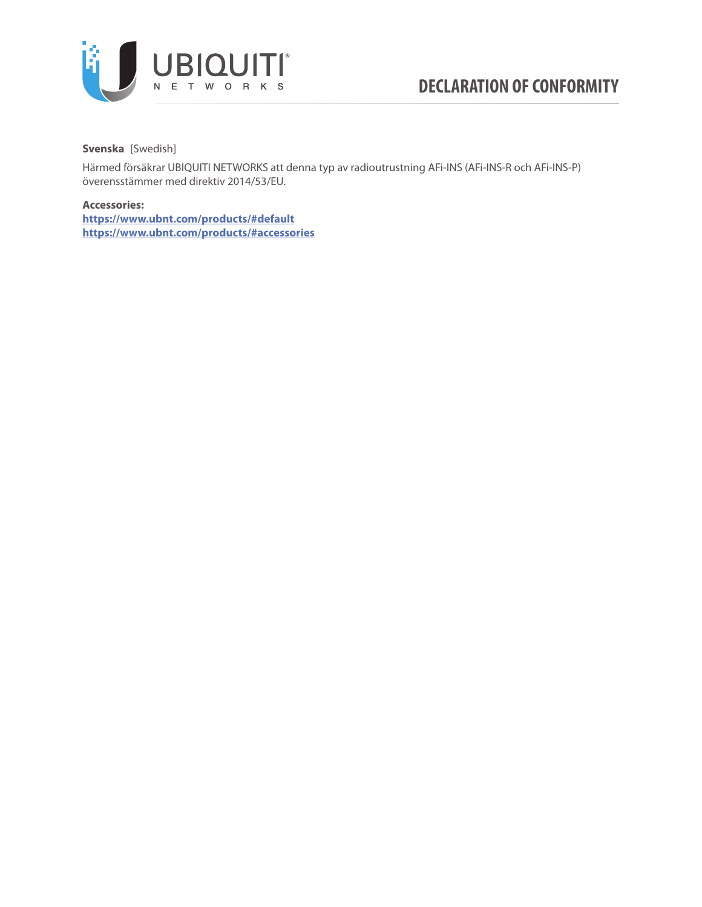**Svenska** [Swedish]

Härmed försäkrar UBIQUITI NETWORKS att denna typ av radioutrustning AFi-INS (AFi-INS-R och AFi-INS-P) överensstämmer med direktiv 2014/53/EU.

**Accessories:**
**https://www.ubnt.com/products/#default**
**https://www.ubnt.com/products/#accessories**